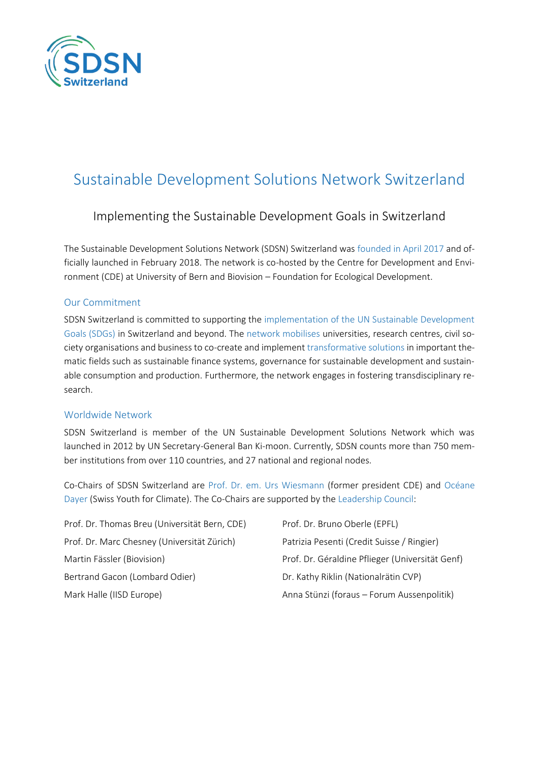# Sustainable Development Solutions Network Switzerland

## Implementing the Sustainable Development Goals in Switzerland

The Sustainable Development Solutions Network (SDSN) Switzerland was founded in April 2017 and officially launched in February 2018. The network is co-hosted by the Centre for Development and Environment (CDE) at University of Bern and Biovision – Foundation for Ecological Development.

### Our Commitment

SDSN Switzerland is committed to supporting the implementation of the UN Sustainable Development Goals (SDGs) in Switzerland and beyond. The network mobilises universities, research centres, civil society organisations and business to co-create and implement transformative solutions in important thematic fields such as sustainable finance systems, governance for sustainable development and sustainable consumption and production. Furthermore, the network engages in fostering transdisciplinary research.

### Worldwide Network

SDSN Switzerland is member of the UN Sustainable Development Solutions Network which was launched in 2012 by UN Secretary-General Ban Ki-moon. Currently, SDSN counts more than 750 member institutions from over 110 countries, and 27 national and regional nodes.

Co-Chairs of SDSN Switzerland are Prof. Dr. em. Urs Wiesmann (former president CDE) and Océane Dayer (Swiss Youth for Climate). The Co-Chairs are supported by the Leadership Council:

- Prof. Dr. Thomas Breu (Universität Bern, CDE)
- Prof. Dr. Marc Chesney (Universität Zürich)
- Martin Fässler (Biovision)
- Bertrand Gacon (Lombard Odier)
- Mark Halle (IISD Europe)
- Prof. Dr. Bruno Oberle (EPFL)
- Patrizia Pesenti (Credit Suisse / Ringier)
- Prof. Dr. Géraldine Pflieger (Universität Genf)
- Dr. Kathy Riklin (Nationalrätin CVP)
- Anna Stünzi (foraus – Forum Aussenpolitik)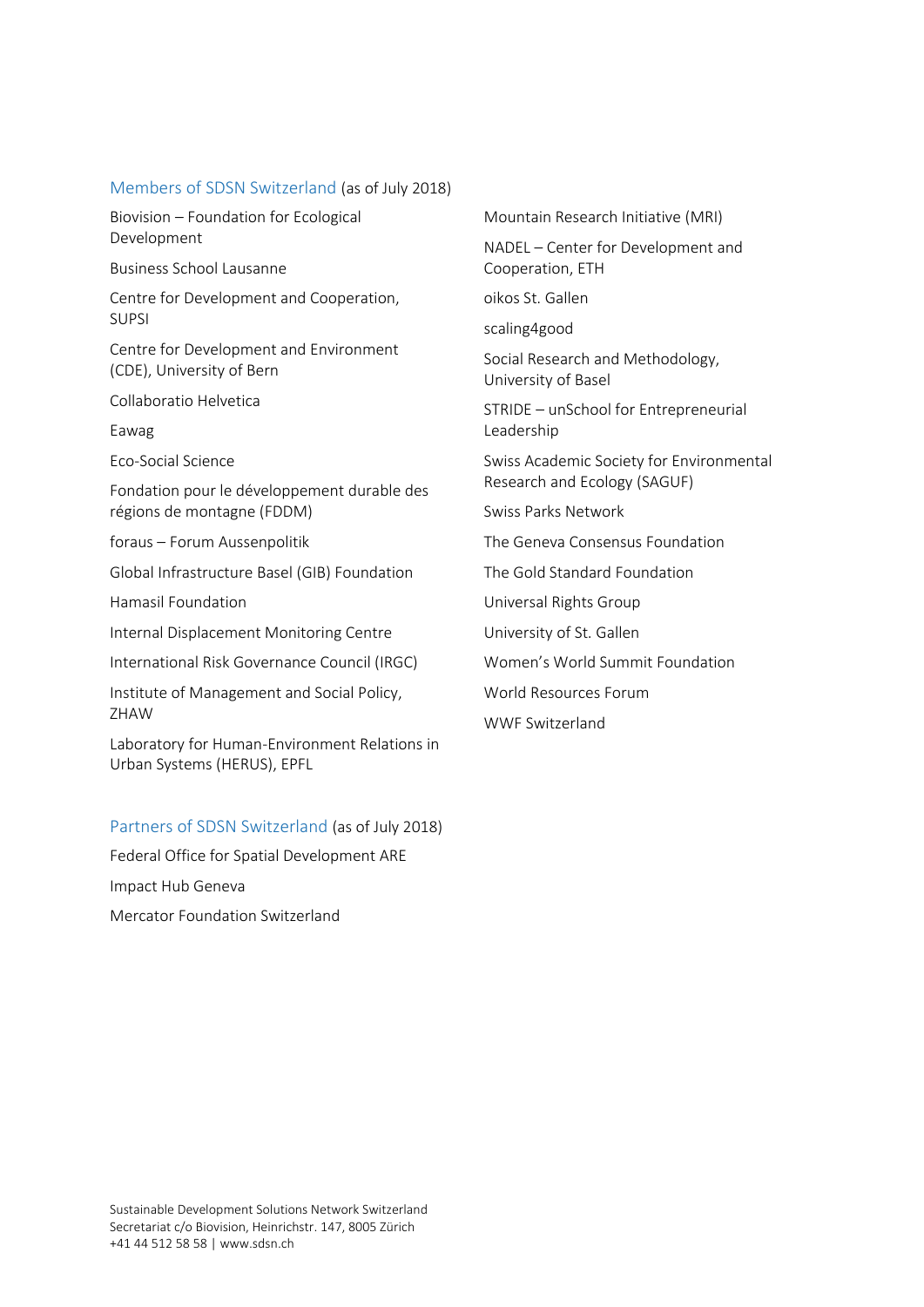## Members of SDSN Switzerland (as of July 2018)

Biovision – Foundation for Ecological Development

Business School Lausanne

Centre for Development and Cooperation, SUPSI

Centre for Development and Environment (CDE), University of Bern

Collaboratio Helvetica

Eawag

Eco-Social Science

Fondation pour le développement durable des régions de montagne (FDDM)

foraus – Forum Aussenpolitik

Global Infrastructure Basel (GIB) Foundation

Hamasil Foundation

Internal Displacement Monitoring Centre

International Risk Governance Council (IRGC)

Institute of Management and Social Policy, ZHAW

Laboratory for Human-Environment Relations in Urban Systems (HERUS), EPFL

Mountain Research Initiative (MRI)

NADEL – Center for Development and Cooperation, ETH

oikos St. Gallen

scaling4good

Social Research and Methodology, University of Basel

STRIDE – unSchool for Entrepreneurial Leadership

Swiss Academic Society for Environmental Research and Ecology (SAGUF)

Swiss Parks Network

The Geneva Consensus Foundation

The Gold Standard Foundation

Universal Rights Group

University of St. Gallen

Women's World Summit Foundation

World Resources Forum

WWF Switzerland

## Partners of SDSN Switzerland (as of July 2018)

Federal Office for Spatial Development ARE

Impact Hub Geneva

Mercator Foundation Switzerland

Sustainable Development Solutions Network Switzerland
Secretariat c/o Biovision, Heinrichstr. 147, 8005 Zürich
+41 44 512 58 58 | www.sdsn.ch